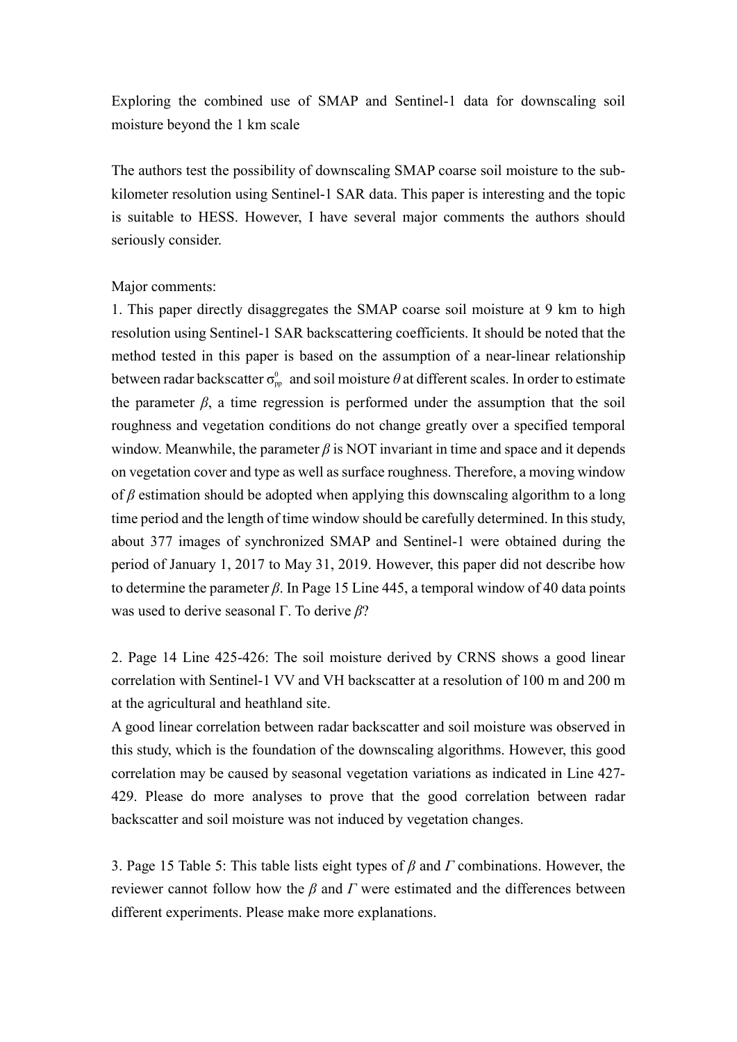Exploring the combined use of SMAP and Sentinel-1 data for downscaling soil moisture beyond the 1 km scale

The authors test the possibility of downscaling SMAP coarse soil moisture to the sub-kilometer resolution using Sentinel-1 SAR data. This paper is interesting and the topic is suitable to HESS. However, I have several major comments the authors should seriously consider.

Major comments:

1. This paper directly disaggregates the SMAP coarse soil moisture at 9 km to high resolution using Sentinel-1 SAR backscattering coefficients. It should be noted that the method tested in this paper is based on the assumption of a near-linear relationship between radar backscatter $\sigma_{pp}^{0}$ and soil moisture $\theta$ at different scales. In order to estimate the parameter $\beta$, a time regression is performed under the assumption that the soil roughness and vegetation conditions do not change greatly over a specified temporal window. Meanwhile, the parameter $\beta$ is NOT invariant in time and space and it depends on vegetation cover and type as well as surface roughness. Therefore, a moving window of $\beta$ estimation should be adopted when applying this downscaling algorithm to a long time period and the length of time window should be carefully determined. In this study, about 377 images of synchronized SMAP and Sentinel-1 were obtained during the period of January 1, 2017 to May 31, 2019. However, this paper did not describe how to determine the parameter $\beta$. In Page 15 Line 445, a temporal window of 40 data points was used to derive seasonal Γ. To derive $\beta$?

2. Page 14 Line 425-426: The soil moisture derived by CRNS shows a good linear correlation with Sentinel-1 VV and VH backscatter at a resolution of 100 m and 200 m at the agricultural and heathland site.
A good linear correlation between radar backscatter and soil moisture was observed in this study, which is the foundation of the downscaling algorithms. However, this good correlation may be caused by seasonal vegetation variations as indicated in Line 427-429. Please do more analyses to prove that the good correlation between radar backscatter and soil moisture was not induced by vegetation changes.

3. Page 15 Table 5: This table lists eight types of $\beta$ and $\Gamma$ combinations. However, the reviewer cannot follow how the $\beta$ and $\Gamma$ were estimated and the differences between different experiments. Please make more explanations.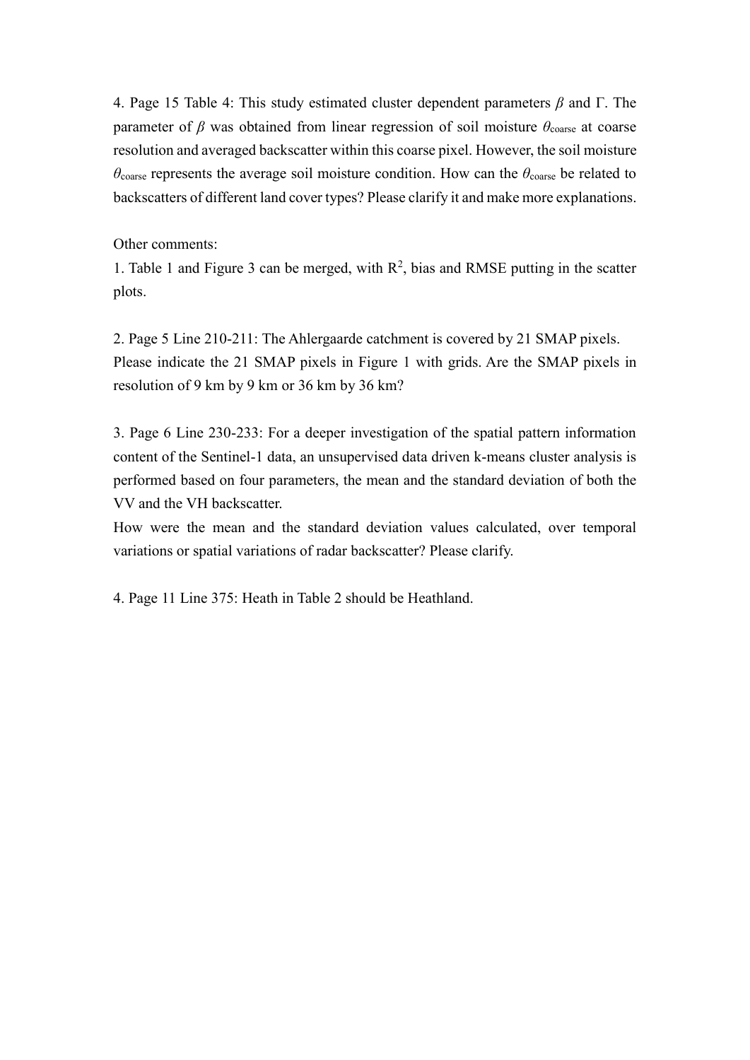4. Page 15 Table 4: This study estimated cluster dependent parameters $\beta$ and $\Gamma$. The parameter of $\beta$ was obtained from linear regression of soil moisture $\theta_{\text{coarse}}$ at coarse resolution and averaged backscatter within this coarse pixel. However, the soil moisture $\theta_{\text{coarse}}$ represents the average soil moisture condition. How can the $\theta_{\text{coarse}}$ be related to backscatters of different land cover types? Please clarify it and make more explanations.

Other comments:

1. Table 1 and Figure 3 can be merged, with $R^2$, bias and RMSE putting in the scatter plots.

2. Page 5 Line 210-211: The Ahlergaarde catchment is covered by 21 SMAP pixels. Please indicate the 21 SMAP pixels in Figure 1 with grids. Are the SMAP pixels in resolution of 9 km by 9 km or 36 km by 36 km?

3. Page 6 Line 230-233: For a deeper investigation of the spatial pattern information content of the Sentinel-1 data, an unsupervised data driven k-means cluster analysis is performed based on four parameters, the mean and the standard deviation of both the VV and the VH backscatter.
How were the mean and the standard deviation values calculated, over temporal variations or spatial variations of radar backscatter? Please clarify.

4. Page 11 Line 375: Heath in Table 2 should be Heathland.